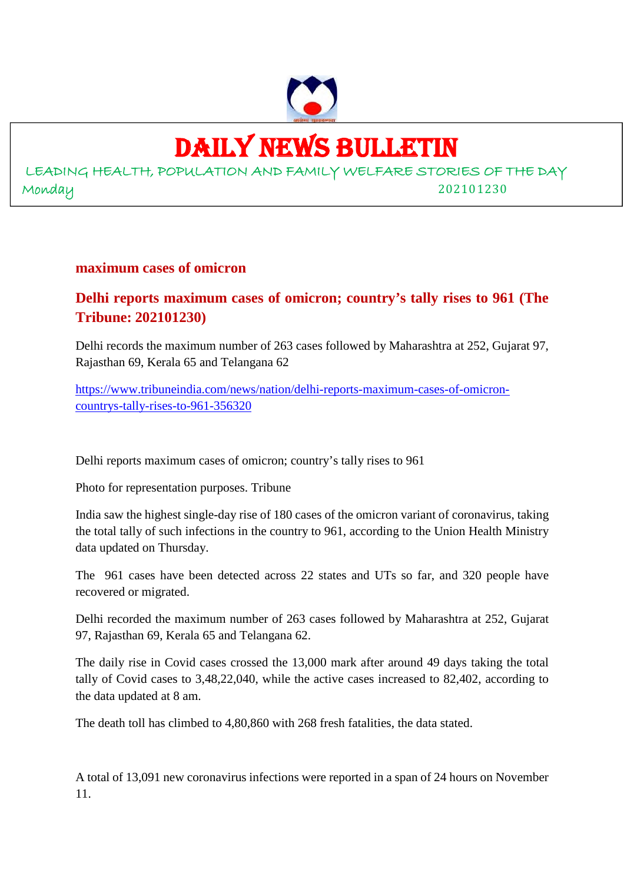# DAILY NEWS BULLETIN

LEADING HEALTH, POPULATION AND FAMILY WELFARE STORIES OF THE DAY

Monday 202101230

### maximum cases of omicron

## Delhi reports maximum cases of omicron; country's tally rises to 961 (The Tribune: 202101230)

Delhi records the maximum number of 263 cases followed by Maharashtra at 252, Gujarat 97, Rajasthan 69, Kerala 65 and Telangana 62

https://www.tribuneindia.com/news/nation/delhi-reports-maximum-cases-of-omicron-countrys-tally-rises-to-961-356320

Delhi reports maximum cases of omicron; country's tally rises to 961

Photo for representation purposes. Tribune

India saw the highest single-day rise of 180 cases of the omicron variant of coronavirus, taking the total tally of such infections in the country to 961, according to the Union Health Ministry data updated on Thursday.

The 961 cases have been detected across 22 states and UTs so far, and 320 people have recovered or migrated.

Delhi recorded the maximum number of 263 cases followed by Maharashtra at 252, Gujarat 97, Rajasthan 69, Kerala 65 and Telangana 62.

The daily rise in Covid cases crossed the 13,000 mark after around 49 days taking the total tally of Covid cases to 3,48,22,040, while the active cases increased to 82,402, according to the data updated at 8 am.

The death toll has climbed to 4,80,860 with 268 fresh fatalities, the data stated.

A total of 13,091 new coronavirus infections were reported in a span of 24 hours on November 11.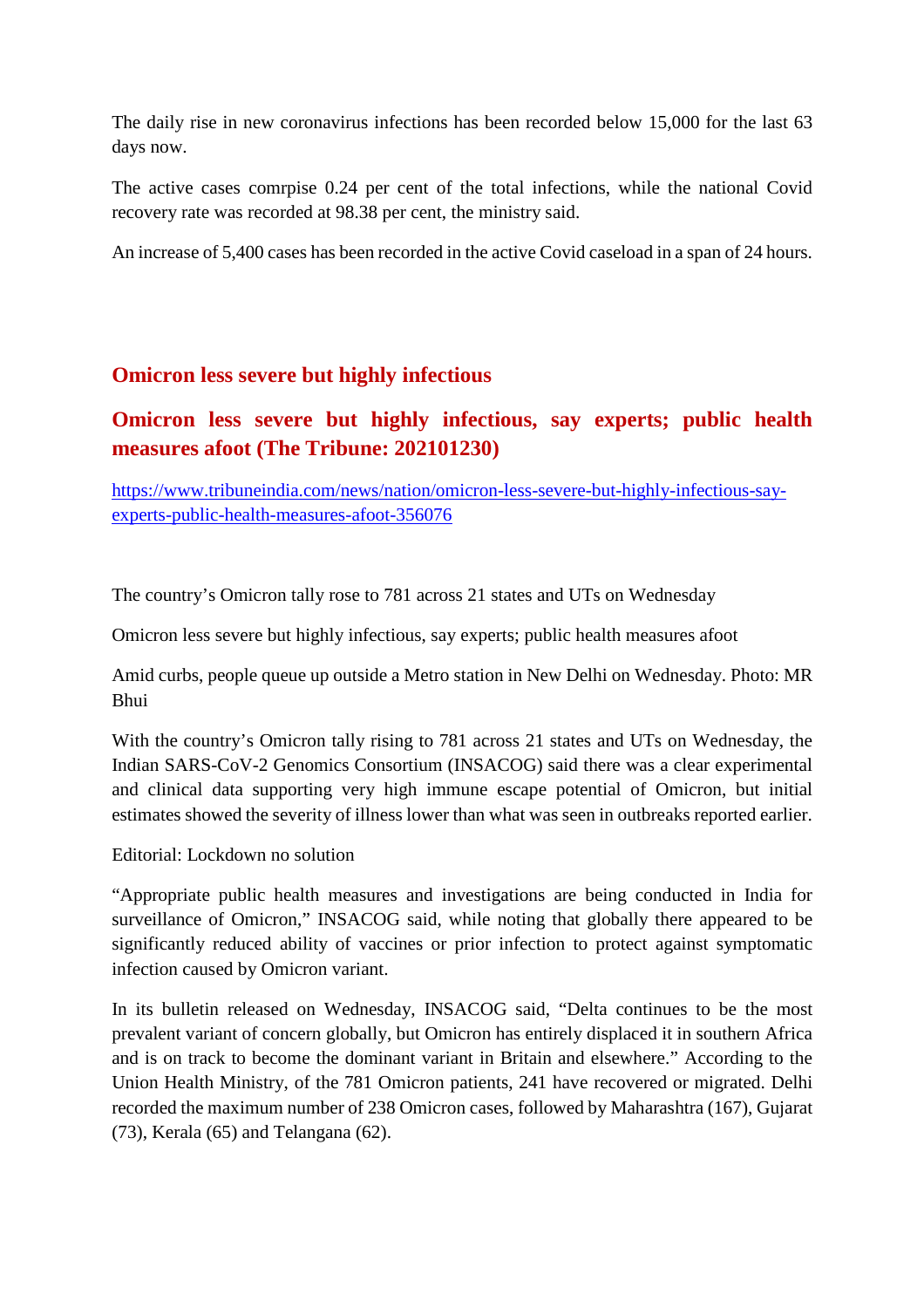The daily rise in new coronavirus infections has been recorded below 15,000 for the last 63 days now.

The active cases comrpise 0.24 per cent of the total infections, while the national Covid recovery rate was recorded at 98.38 per cent, the ministry said.

An increase of 5,400 cases has been recorded in the active Covid caseload in a span of 24 hours.

## Omicron less severe but highly infectious

## Omicron less severe but highly infectious, say experts; public health measures afoot (The Tribune: 202101230)

https://www.tribuneindia.com/news/nation/omicron-less-severe-but-highly-infectious-say-experts-public-health-measures-afoot-356076

The country's Omicron tally rose to 781 across 21 states and UTs on Wednesday

Omicron less severe but highly infectious, say experts; public health measures afoot

Amid curbs, people queue up outside a Metro station in New Delhi on Wednesday. Photo: MR Bhui

With the country's Omicron tally rising to 781 across 21 states and UTs on Wednesday, the Indian SARS-CoV-2 Genomics Consortium (INSACOG) said there was a clear experimental and clinical data supporting very high immune escape potential of Omicron, but initial estimates showed the severity of illness lower than what was seen in outbreaks reported earlier.

Editorial: Lockdown no solution

"Appropriate public health measures and investigations are being conducted in India for surveillance of Omicron," INSACOG said, while noting that globally there appeared to be significantly reduced ability of vaccines or prior infection to protect against symptomatic infection caused by Omicron variant.

In its bulletin released on Wednesday, INSACOG said, "Delta continues to be the most prevalent variant of concern globally, but Omicron has entirely displaced it in southern Africa and is on track to become the dominant variant in Britain and elsewhere." According to the Union Health Ministry, of the 781 Omicron patients, 241 have recovered or migrated. Delhi recorded the maximum number of 238 Omicron cases, followed by Maharashtra (167), Gujarat (73), Kerala (65) and Telangana (62).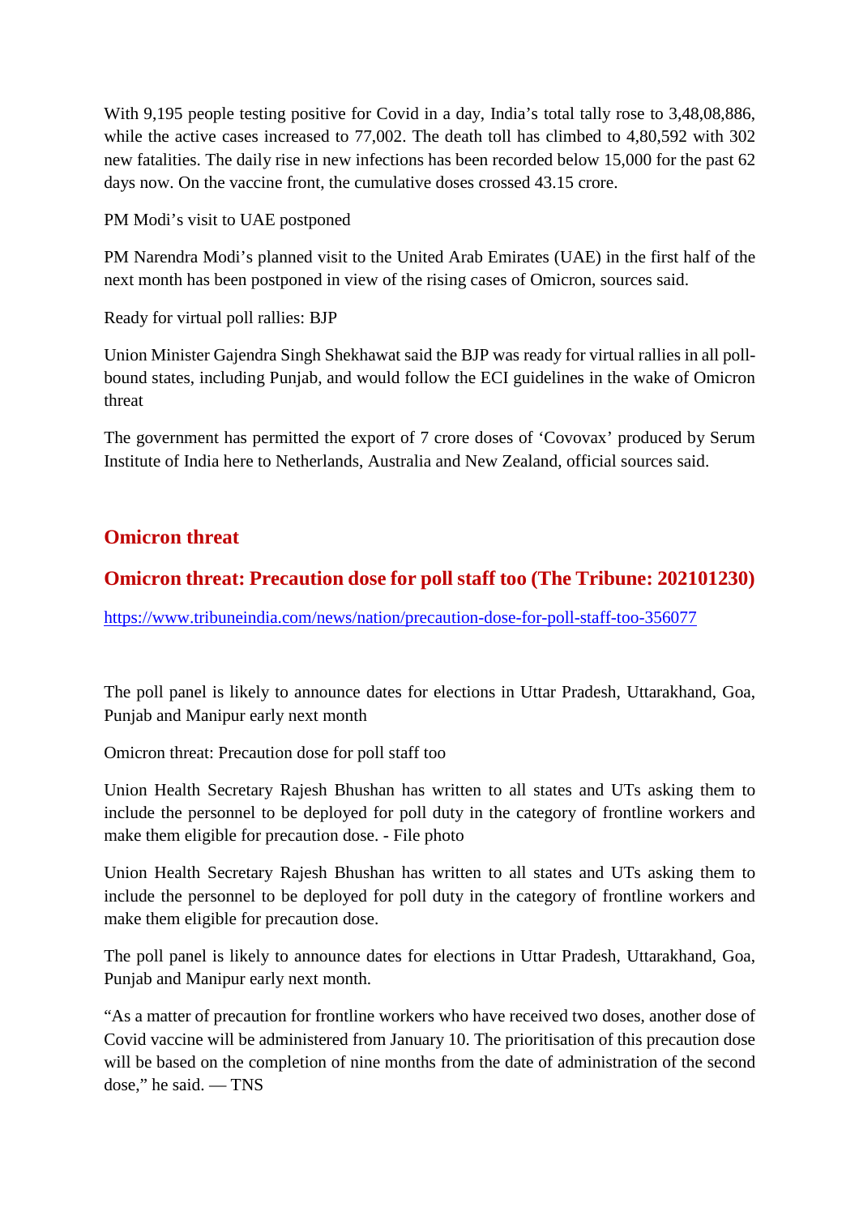With 9,195 people testing positive for Covid in a day, India's total tally rose to 3,48,08,886, while the active cases increased to 77,002. The death toll has climbed to 4,80,592 with 302 new fatalities. The daily rise in new infections has been recorded below 15,000 for the past 62 days now. On the vaccine front, the cumulative doses crossed 43.15 crore.

PM Modi's visit to UAE postponed

PM Narendra Modi's planned visit to the United Arab Emirates (UAE) in the first half of the next month has been postponed in view of the rising cases of Omicron, sources said.

Ready for virtual poll rallies: BJP

Union Minister Gajendra Singh Shekhawat said the BJP was ready for virtual rallies in all poll-bound states, including Punjab, and would follow the ECI guidelines in the wake of Omicron threat

The government has permitted the export of 7 crore doses of 'Covovax' produced by Serum Institute of India here to Netherlands, Australia and New Zealand, official sources said.

## Omicron threat

### Omicron threat: Precaution dose for poll staff too (The Tribune: 202101230)

https://www.tribuneindia.com/news/nation/precaution-dose-for-poll-staff-too-356077

The poll panel is likely to announce dates for elections in Uttar Pradesh, Uttarakhand, Goa, Punjab and Manipur early next month

Omicron threat: Precaution dose for poll staff too

Union Health Secretary Rajesh Bhushan has written to all states and UTs asking them to include the personnel to be deployed for poll duty in the category of frontline workers and make them eligible for precaution dose. - File photo

Union Health Secretary Rajesh Bhushan has written to all states and UTs asking them to include the personnel to be deployed for poll duty in the category of frontline workers and make them eligible for precaution dose.

The poll panel is likely to announce dates for elections in Uttar Pradesh, Uttarakhand, Goa, Punjab and Manipur early next month.

"As a matter of precaution for frontline workers who have received two doses, another dose of Covid vaccine will be administered from January 10. The prioritisation of this precaution dose will be based on the completion of nine months from the date of administration of the second dose," he said. — TNS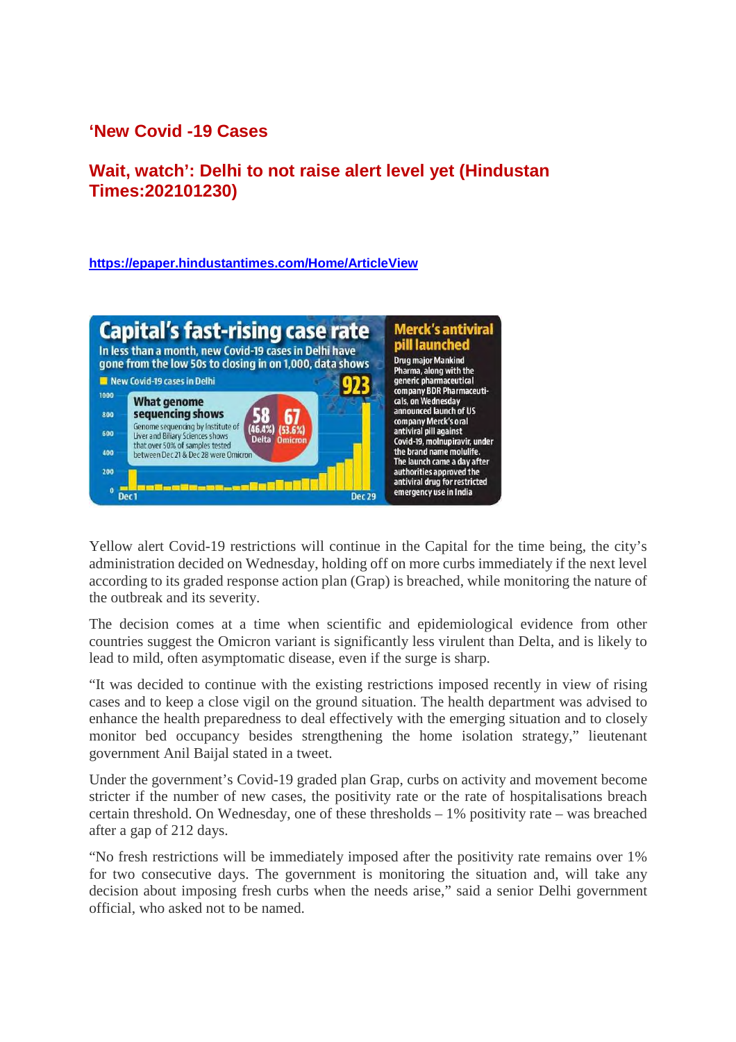**'New Covid -19 Cases**

**Wait, watch': Delhi to not raise alert level yet (Hindustan Times:202101230)**

https://epaper.hindustantimes.com/Home/ArticleView

**Capital's fast-rising case rate**

In less than a month, new Covid-19 cases in Delhi have gone from the low 50s to closing in on 1,000, data shows

New Covid-19 cases in Delhi

923

Dec 1 — Dec 29

**What genome sequencing shows**

Genome sequencing by Institute of Liver and Biliary Sciences shows that over 50% of samples tested between Dec 21 & Dec 28 were Omicron

58 (46.4%) Delta — 67 (53.6%) Omicron

**Merck's antiviral pill launched**

Drug major Mankind Pharma, along with the generic pharmaceutical company BDR Pharmaceuticals, on Wednesday announced launch of US company Merck's oral antiviral pill against Covid-19, molnupiravir, under the brand name molulife. The launch came a day after authorities approved the antiviral drug for restricted emergency use in India

Yellow alert Covid-19 restrictions will continue in the Capital for the time being, the city's administration decided on Wednesday, holding off on more curbs immediately if the next level according to its graded response action plan (Grap) is breached, while monitoring the nature of the outbreak and its severity.

The decision comes at a time when scientific and epidemiological evidence from other countries suggest the Omicron variant is significantly less virulent than Delta, and is likely to lead to mild, often asymptomatic disease, even if the surge is sharp.

"It was decided to continue with the existing restrictions imposed recently in view of rising cases and to keep a close vigil on the ground situation. The health department was advised to enhance the health preparedness to deal effectively with the emerging situation and to closely monitor bed occupancy besides strengthening the home isolation strategy," lieutenant government Anil Baijal stated in a tweet.

Under the government's Covid-19 graded plan Grap, curbs on activity and movement become stricter if the number of new cases, the positivity rate or the rate of hospitalisations breach certain threshold. On Wednesday, one of these thresholds – 1% positivity rate – was breached after a gap of 212 days.

"No fresh restrictions will be immediately imposed after the positivity rate remains over 1% for two consecutive days. The government is monitoring the situation and, will take any decision about imposing fresh curbs when the needs arise," said a senior Delhi government official, who asked not to be named.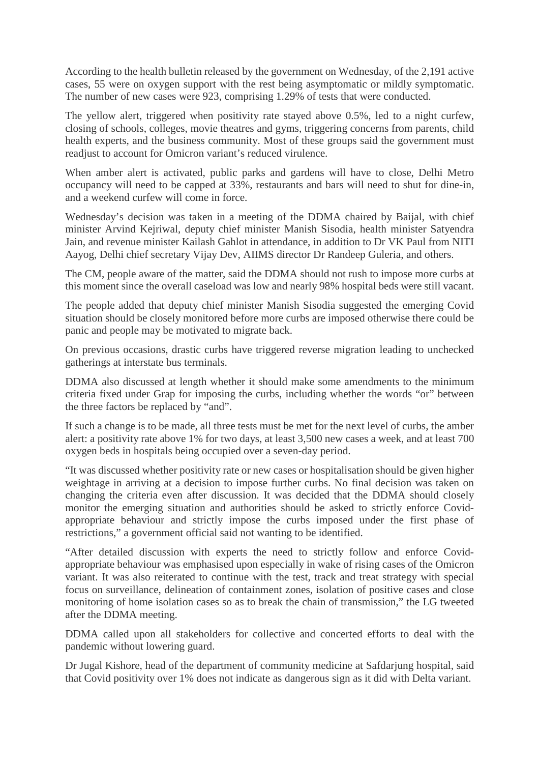According to the health bulletin released by the government on Wednesday, of the 2,191 active cases, 55 were on oxygen support with the rest being asymptomatic or mildly symptomatic. The number of new cases were 923, comprising 1.29% of tests that were conducted.

The yellow alert, triggered when positivity rate stayed above 0.5%, led to a night curfew, closing of schools, colleges, movie theatres and gyms, triggering concerns from parents, child health experts, and the business community. Most of these groups said the government must readjust to account for Omicron variant's reduced virulence.

When amber alert is activated, public parks and gardens will have to close, Delhi Metro occupancy will need to be capped at 33%, restaurants and bars will need to shut for dine-in, and a weekend curfew will come in force.

Wednesday's decision was taken in a meeting of the DDMA chaired by Baijal, with chief minister Arvind Kejriwal, deputy chief minister Manish Sisodia, health minister Satyendra Jain, and revenue minister Kailash Gahlot in attendance, in addition to Dr VK Paul from NITI Aayog, Delhi chief secretary Vijay Dev, AIIMS director Dr Randeep Guleria, and others.

The CM, people aware of the matter, said the DDMA should not rush to impose more curbs at this moment since the overall caseload was low and nearly 98% hospital beds were still vacant.

The people added that deputy chief minister Manish Sisodia suggested the emerging Covid situation should be closely monitored before more curbs are imposed otherwise there could be panic and people may be motivated to migrate back.

On previous occasions, drastic curbs have triggered reverse migration leading to unchecked gatherings at interstate bus terminals.

DDMA also discussed at length whether it should make some amendments to the minimum criteria fixed under Grap for imposing the curbs, including whether the words "or" between the three factors be replaced by "and".

If such a change is to be made, all three tests must be met for the next level of curbs, the amber alert: a positivity rate above 1% for two days, at least 3,500 new cases a week, and at least 700 oxygen beds in hospitals being occupied over a seven-day period.

"It was discussed whether positivity rate or new cases or hospitalisation should be given higher weightage in arriving at a decision to impose further curbs. No final decision was taken on changing the criteria even after discussion. It was decided that the DDMA should closely monitor the emerging situation and authorities should be asked to strictly enforce Covid-appropriate behaviour and strictly impose the curbs imposed under the first phase of restrictions," a government official said not wanting to be identified.

"After detailed discussion with experts the need to strictly follow and enforce Covid-appropriate behaviour was emphasised upon especially in wake of rising cases of the Omicron variant. It was also reiterated to continue with the test, track and treat strategy with special focus on surveillance, delineation of containment zones, isolation of positive cases and close monitoring of home isolation cases so as to break the chain of transmission," the LG tweeted after the DDMA meeting.

DDMA called upon all stakeholders for collective and concerted efforts to deal with the pandemic without lowering guard.

Dr Jugal Kishore, head of the department of community medicine at Safdarjung hospital, said that Covid positivity over 1% does not indicate as dangerous sign as it did with Delta variant.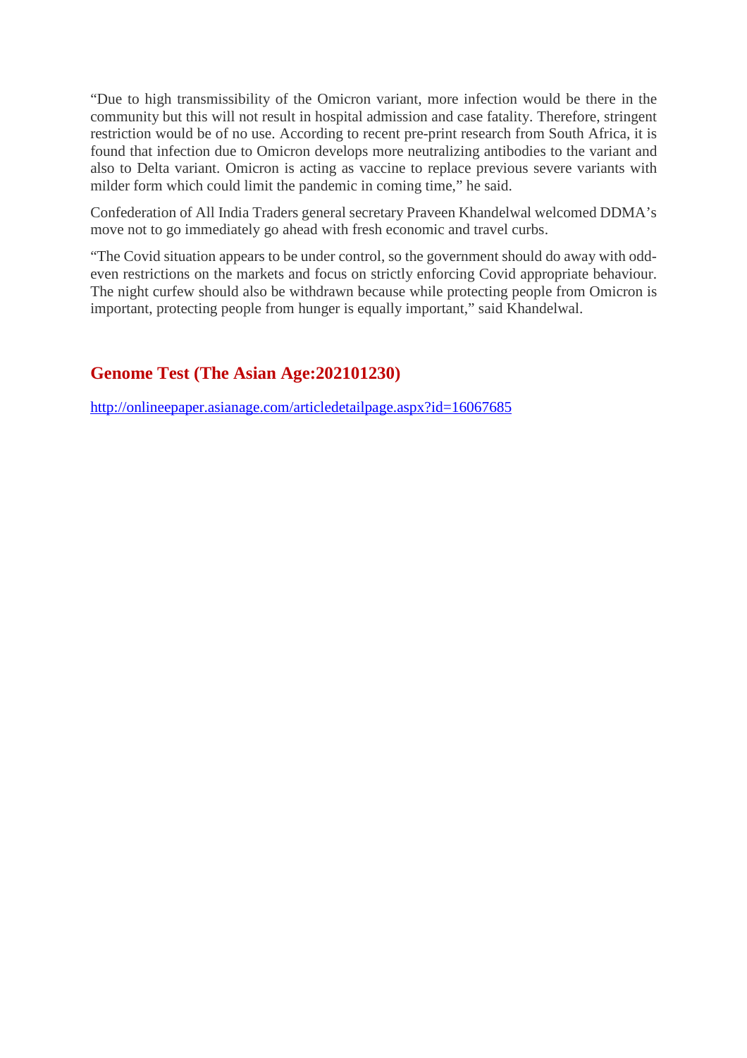"Due to high transmissibility of the Omicron variant, more infection would be there in the community but this will not result in hospital admission and case fatality. Therefore, stringent restriction would be of no use. According to recent pre-print research from South Africa, it is found that infection due to Omicron develops more neutralizing antibodies to the variant and also to Delta variant. Omicron is acting as vaccine to replace previous severe variants with milder form which could limit the pandemic in coming time," he said.

Confederation of All India Traders general secretary Praveen Khandelwal welcomed DDMA's move not to go immediately go ahead with fresh economic and travel curbs.

"The Covid situation appears to be under control, so the government should do away with odd-even restrictions on the markets and focus on strictly enforcing Covid appropriate behaviour. The night curfew should also be withdrawn because while protecting people from Omicron is important, protecting people from hunger is equally important," said Khandelwal.

## Genome Test (The Asian Age:202101230)

http://onlineepaper.asianage.com/articledetailpage.aspx?id=16067685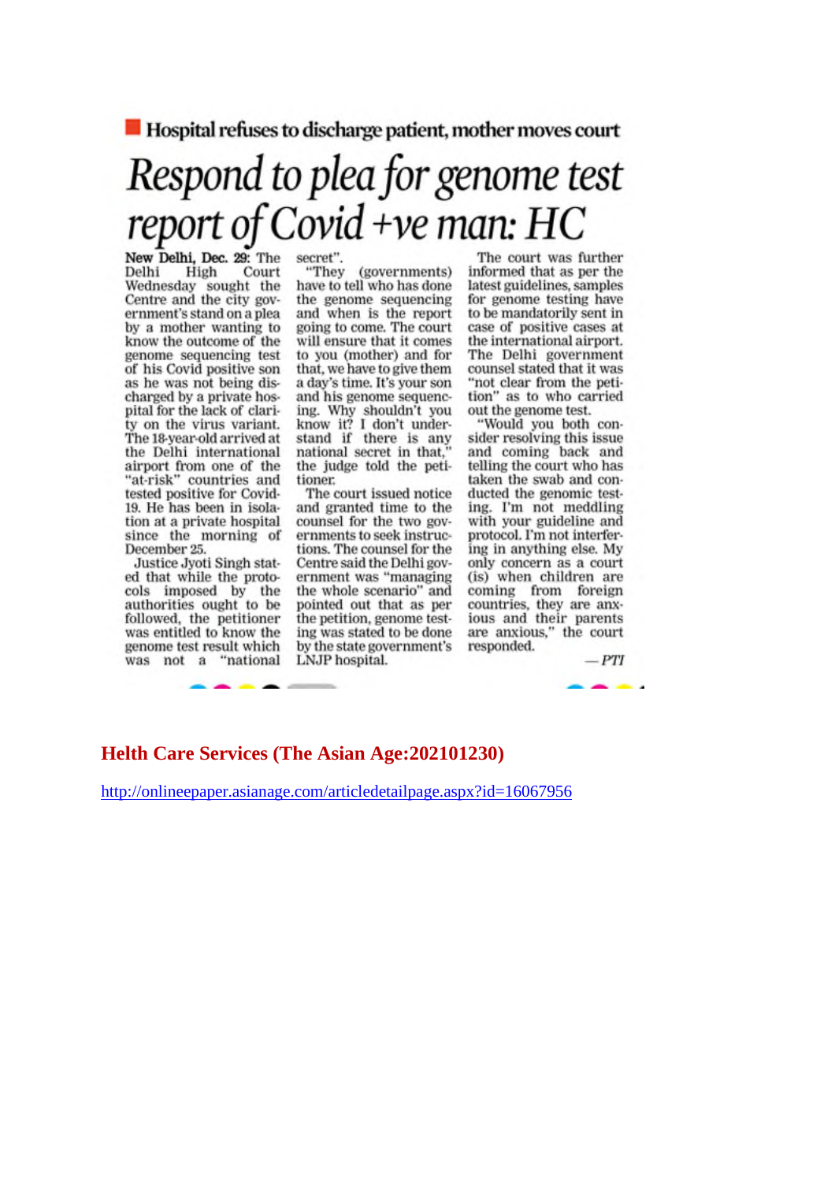**Hospital refuses to discharge patient, mother moves court**

# Respond to plea for genome test report of Covid +ve man: HC

**New Delhi, Dec. 29:** The Delhi High Court Wednesday sought the Centre and the city government's stand on a plea by a mother wanting to know the outcome of the genome sequencing test of his Covid positive son as he was not being discharged by a private hospital for the lack of clarity on the virus variant. The 18-year-old arrived at the Delhi international airport from one of the "at-risk" countries and tested positive for Covid-19. He has been in isolation at a private hospital since the morning of December 25.

Justice Jyoti Singh stated that while the protocols imposed by the authorities ought to be followed, the petitioner was entitled to know the genome test result which was not a "national secret".

"They (governments) have to tell who has done the genome sequencing and when is the report going to come. The court will ensure that it comes to you (mother) and for that, we have to give them a day's time. It's your son and his genome sequencing. Why shouldn't you know it? I don't understand if there is any national secret in that," the judge told the petitioner.

The court issued notice and granted time to the counsel for the two governments to seek instructions. The counsel for the Centre said the Delhi government was "managing the whole scenario" and pointed out that as per the petition, genome testing was stated to be done by the state government's LNJP hospital.

The court was further informed that as per the latest guidelines, samples for genome testing have to be mandatorily sent in case of positive cases at the international airport. The Delhi government counsel stated that it was "not clear from the petition" as to who carried out the genome test.

"Would you both consider resolving this issue and coming back and telling the court who has taken the swab and conducted the genomic testing. I'm not meddling with your guideline and protocol. I'm not interfering in anything else. My only concern as a court (is) when children are coming from foreign countries, they are anxious and their parents are anxious," the court responded.

*— PTI*

**Helth Care Services (The Asian Age:202101230)**

http://onlineepaper.asianage.com/articledetailpage.aspx?id=16067956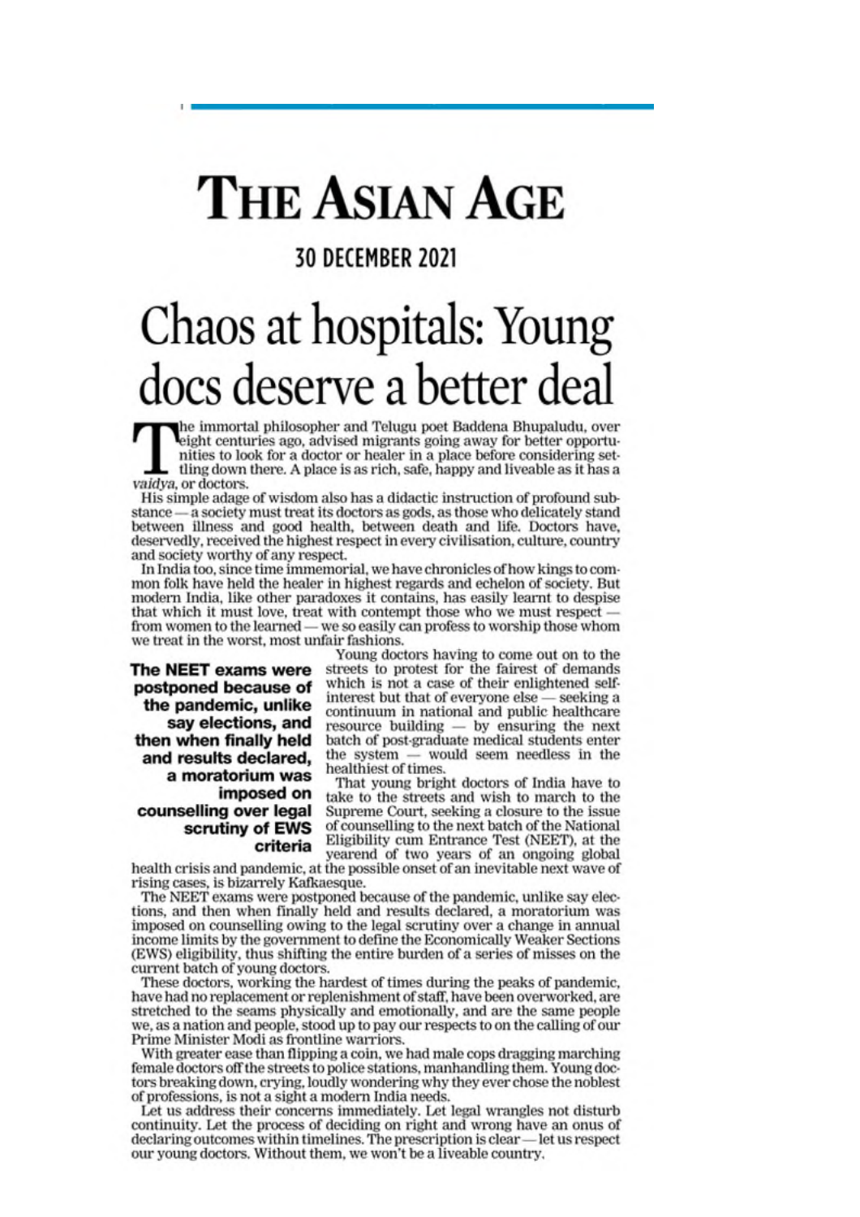# THE ASIAN AGE

**30 DECEMBER 2021**

# Chaos at hospitals: Young docs deserve a better deal

The immortal philosopher and Telugu poet Baddena Bhupaludu, over eight centuries ago, advised migrants going away for better opportunities to look for a doctor or healer in a place before considering settling down there. A place is as rich, safe, happy and liveable as it has a *vaidya*, or doctors.

His simple adage of wisdom also has a didactic instruction of profound substance — a society must treat its doctors as gods, as those who delicately stand between illness and good health, between death and life. Doctors have, deservedly, received the highest respect in every civilisation, culture, country and society worthy of any respect.

In India too, since time immemorial, we have chronicles of how kings to common folk have held the healer in highest regards and echelon of society. But modern India, like other paradoxes it contains, has easily learnt to despise that which it must love, treat with contempt those who we must respect — from women to the learned — we so easily can profess to worship those whom we treat in the worst, most unfair fashions.

**The NEET exams were postponed because of the pandemic, unlike say elections, and then when finally held and results declared, a moratorium was imposed on counselling over legal scrutiny of EWS criteria**

Young doctors having to come out on to the streets to protest for the fairest of demands which is not a case of their enlightened self-interest but that of everyone else — seeking a continuum in national and public healthcare resource building — by ensuring the next batch of post-graduate medical students enter the system — would seem needless in the healthiest of times.

That young bright doctors of India have to take to the streets and wish to march to the Supreme Court, seeking a closure to the issue of counselling to the next batch of the National Eligibility cum Entrance Test (NEET), at the yearend of two years of an ongoing global health crisis and pandemic, at the possible onset of an inevitable next wave of rising cases, is bizarrely Kafkaesque.

The NEET exams were postponed because of the pandemic, unlike say elections, and then when finally held and results declared, a moratorium was imposed on counselling owing to the legal scrutiny over a change in annual income limits by the government to define the Economically Weaker Sections (EWS) eligibility, thus shifting the entire burden of a series of misses on the current batch of young doctors.

These doctors, working the hardest of times during the peaks of pandemic, have had no replacement or replenishment of staff, have been overworked, are stretched to the seams physically and emotionally, and are the same people we, as a nation and people, stood up to pay our respects to on the calling of our Prime Minister Modi as frontline warriors.

With greater ease than flipping a coin, we had male cops dragging marching female doctors off the streets to police stations, manhandling them. Young doctors breaking down, crying, loudly wondering why they ever chose the noblest of professions, is not a sight a modern India needs.

Let us address their concerns immediately. Let legal wrangles not disturb continuity. Let the process of deciding on right and wrong have an onus of declaring outcomes within timelines. The prescription is clear — let us respect our young doctors. Without them, we won't be a liveable country.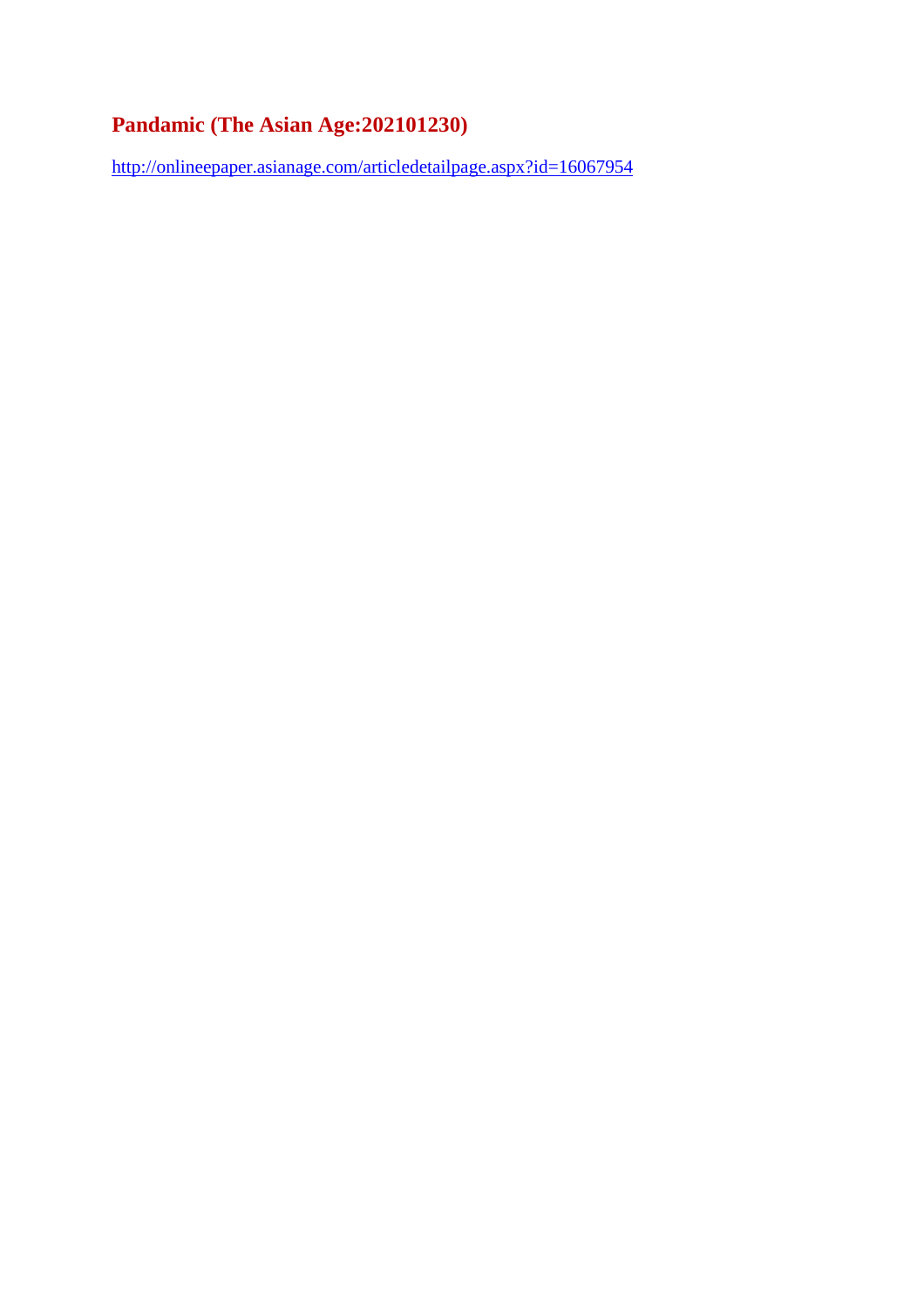## Pandamic (The Asian Age:202101230)

http://onlineepaper.asianage.com/articledetailpage.aspx?id=16067954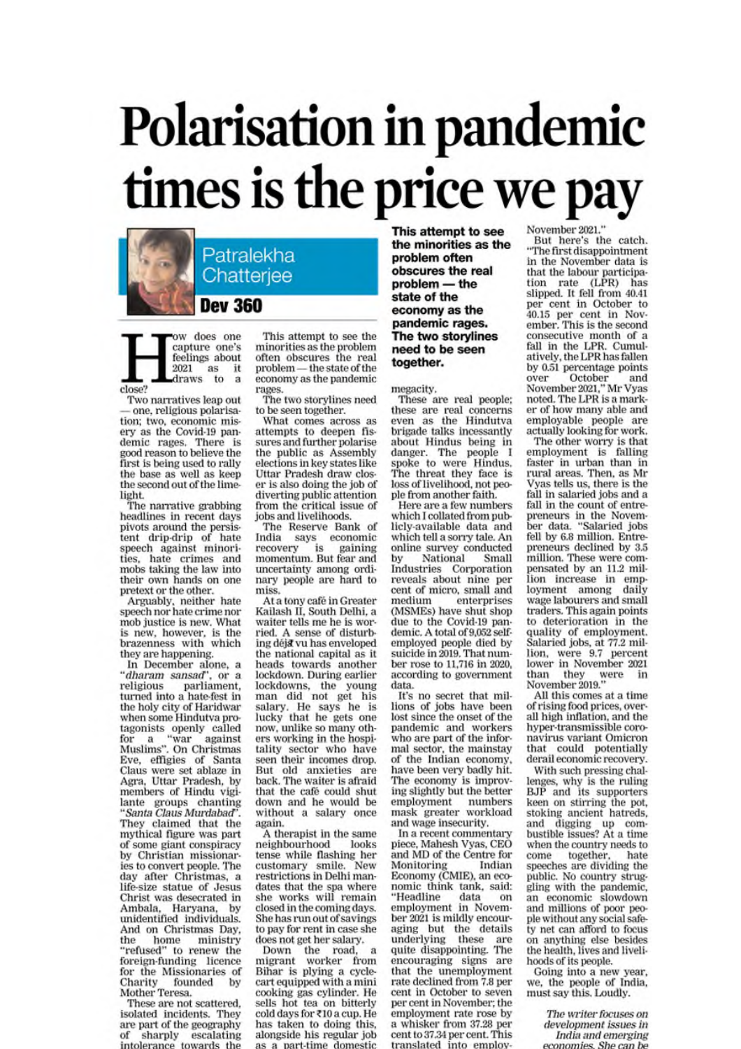# Polarisation in pandemic times is the price we pay

**Patralekha Chatterjee**

**Dev 360**

How does one capture one's feelings about 2021 as it draws to a close?

Two narratives leap out — one, religious polarisation; two, economic misery as the Covid-19 pandemic rages. There is good reason to believe the first is being used to rally the base as well as keep the second out of the limelight.

The narrative grabbing headlines in recent days pivots around the persistent drip-drip of hate speech against minorities, hate crimes and mobs taking the law into their own hands on one pretext or the other.

Arguably, neither hate speech nor hate crime nor mob justice is new. What is new, however, is the brazenness with which they are happening.

In December alone, a "*dharam sansad*", or a religious parliament, turned into a hate-fest in the holy city of Haridwar when some Hindutva protagonists openly called for a "war against Muslims". On Christmas Eve, effigies of Santa Claus were set ablaze in Agra, Uttar Pradesh, by members of Hindu vigilante groups chanting "*Santa Claus Murdabad*". They claimed that the mythical figure was part of some giant conspiracy by Christian missionaries to convert people. The day after Christmas, a life-size statue of Jesus Christ was desecrated in Ambala, Haryana, by unidentified individuals. And on Christmas Day, the home ministry "refused" to renew the foreign-funding licence for the Missionaries of Charity founded by Mother Teresa.

These are not scattered, isolated incidents. They are part of the geography of sharply escalating intolerance towards the

This attempt to see the minorities as the problem often obscures the real problem — the state of the economy as the pandemic rages.

The two storylines need to be seen together.

What comes across as attempts to deepen fissures and further polarise the public as Assembly elections in key states like Uttar Pradesh draw closer is also doing the job of diverting public attention from the critical issue of jobs and livelihoods.

The Reserve Bank of India says economic recovery is gaining momentum. But fear and uncertainty among ordinary people are hard to miss.

At a tony café in Greater Kailash II, South Delhi, a waiter tells me he is worried. A sense of disturbing déjà vu has enveloped the national capital as it heads towards another lockdown. During earlier lockdowns, the young man did not get his salary. He says he is lucky that he gets one now, unlike so many others working in the hospitality sector who have seen their incomes drop. But old anxieties are back. The waiter is afraid that the café could shut down and he would be without a salary once again.

A therapist in the same neighbourhood looks tense while flashing her customary smile. New restrictions in Delhi mandates that the spa where she works will remain closed in the coming days. She has run out of savings to pay for rent in case she does not get her salary.

Down the road, a migrant worker from Bihar is plying a cycle-cart equipped with a mini cooking gas cylinder. He sells hot tea on bitterly cold days for ₹10 a cup. He has taken to doing this, alongside his regular job as a part-time domestic

> **This attempt to see the minorities as the problem often obscures the real problem — the state of the economy as the pandemic rages. The two storylines need to be seen together.**

megacity.

These are real people; these are real concerns even as the Hindutva brigade talks incessantly about Hindus being in danger. The people I spoke to were Hindus. The threat they face is loss of livelihood, not people from another faith.

Here are a few numbers which I collated from publicly-available data and which tell a sorry tale. An online survey conducted by National Small Industries Corporation reveals about nine per cent of micro, small and medium enterprises (MSMEs) have shut shop due to the Covid-19 pandemic. A total of 9,052 self-employed people died by suicide in 2019. That number rose to 11,716 in 2020, according to government data.

It's no secret that millions of jobs have been lost since the onset of the pandemic and workers who are part of the informal sector, the mainstay of the Indian economy, have been very badly hit. The economy is improving slightly but the better employment numbers mask greater workload and wage insecurity.

In a recent commentary piece, Mahesh Vyas, CEO and MD of the Centre for Monitoring Indian Economy (CMIE), an economic think tank, said: "Headline data on employment in November 2021 is mildly encouraging but the details underlying these are quite disappointing. The encouraging signs are that the unemployment rate declined from 7.8 per cent in October to seven per cent in November; the employment rate rose by a whisker from 37.28 per cent to 37.34 per cent. This translated into employment

November 2021."

But here's the catch. "The first disappointment in the November data is that the labour participation rate (LPR) has slipped. It fell from 40.41 per cent in October to 40.15 per cent in November. This is the second consecutive month of a fall in the LPR. Cumulatively, the LPR has fallen by 0.51 percentage points over October and November 2021," Mr Vyas noted. The LPR is a marker of how many able and employable people are actually looking for work.

The other worry is that employment is falling faster in urban than in rural areas. Then, as Mr Vyas tells us, there is the fall in salaried jobs and a fall in the count of entrepreneurs in the November data. "Salaried jobs fell by 6.8 million. Entrepreneurs declined by 3.5 million. These were compensated by an 11.2 million increase in employment among daily wage labourers and small traders. This again points to deterioration in the quality of employment. Salaried jobs, at 77.2 million, were 9.7 percent lower in November 2021 than they were in November 2019."

All this comes at a time of rising food prices, overall high inflation, and the hyper-transmissible coronavirus variant Omicron that could potentially derail economic recovery.

With such pressing challenges, why is the ruling BJP and its supporters keen on stirring the pot, stoking ancient hatreds, and digging up combustible issues? At a time when the country needs to come together, hate speeches are dividing the public. No country struggling with the pandemic, an economic slowdown and millions of poor people without any social safety net can afford to focus on anything else besides the health, lives and livelihoods of its people.

Going into a new year, we, the people of India, must say this. Loudly.

*The writer focuses on development issues in India and emerging economies. She can be*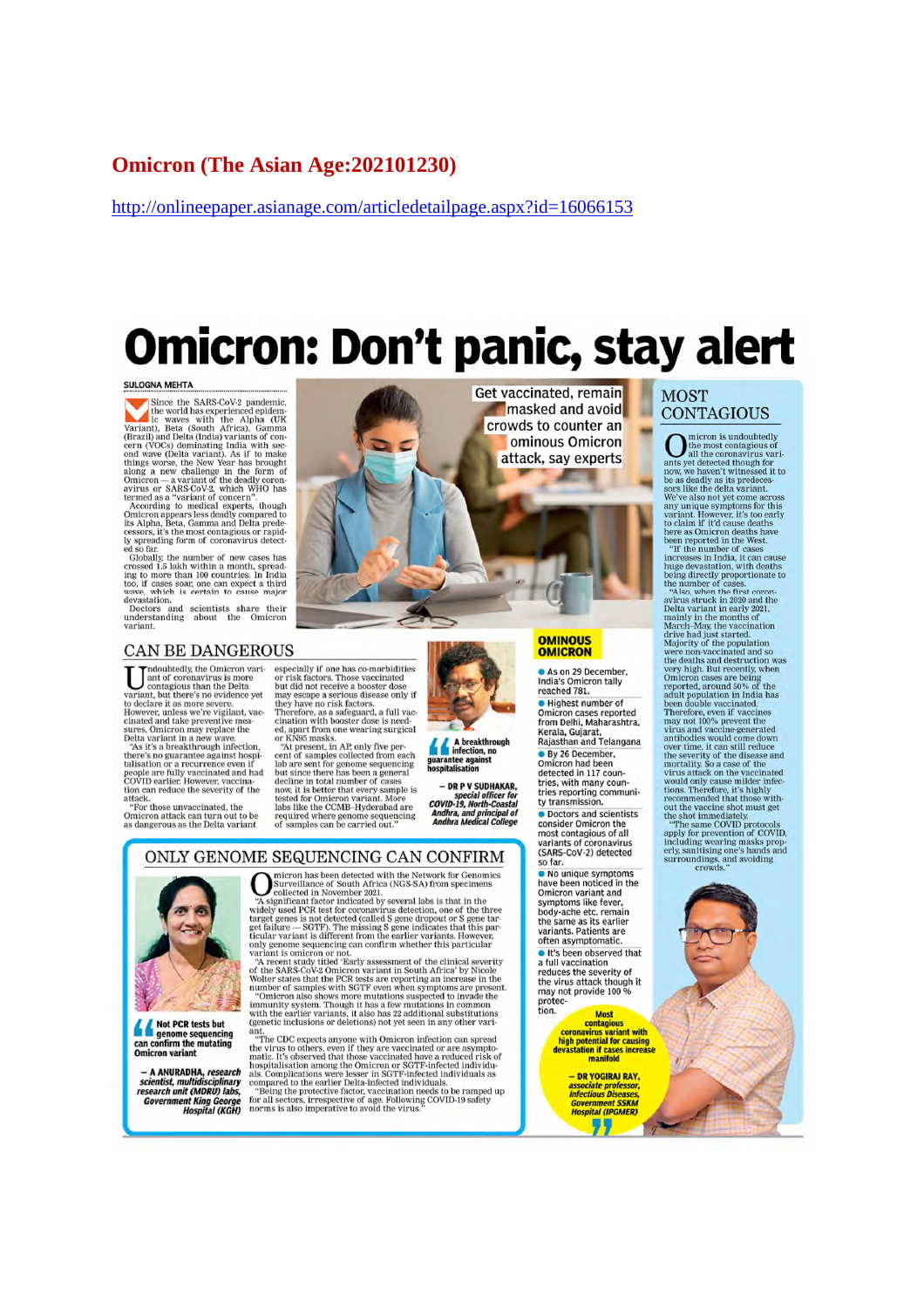# Omicron (The Asian Age:202101230)

http://onlineepaper.asianage.com/articledetailpage.aspx?id=16066153

# Omicron: Don't panic, stay alert

**SULOGNA MEHTA**

Since the SARS-CoV-2 pandemic, the world has experienced epidemic waves with the Alpha (UK Variant), Beta (South Africa), Gamma (Brazil) and Delta (India) variants of concern (VOCs) dominating India with second wave (Delta variant). As if to make things worse, the New Year has brought along a new challenge in the form of Omicron — a variant of the deadly coronavirus or SARS-CoV-2, which WHO has termed as a "variant of concern".

According to medical experts, though Omicron appears less deadly compared to its Alpha, Beta, Gamma and Delta predecessors, it's the most contagious or rapidly spreading form of coronavirus detected so far.

Globally, the number of new cases has crossed 1.5 lakh within a month, spreading to more than 100 countries. In India too, if cases soar, one can expect a third wave, which is certain to cause major devastation.

Doctors and scientists share their understanding about the Omicron variant.

Get vaccinated, remain masked and avoid crowds to counter an ominous Omicron attack, say experts

## CAN BE DANGEROUS

Undoubtedly, the Omicron variant of coronavirus is more contagious than the Delta variant, but there's no evidence yet to declare it as more severe. However, unless we're vigilant, vaccinated and take preventive measures, Omicron may replace the Delta variant in a new wave.

"As it's a breakthrough infection, there's no guarantee against hospitalisation or a recurrence even if people are fully vaccinated and had COVID earlier. However, vaccination can reduce the severity of the attack.

"For those unvaccinated, the Omicron attack can turn out to be as dangerous as the Delta variant especially if one has co-morbidities or risk factors. Those vaccinated but did not receive a booster dose may escape a serious disease only if they have no risk factors. Therefore, as a safeguard, a full vaccination with booster dose is needed, apart from one wearing surgical or KN95 masks.

"At present, in AP, only five per cent of samples collected from each lab are sent for genome sequencing but since there has been a general decline in total number of cases now, it is better that every sample is tested for Omicron variant. More labs like the CCMB-Hyderabad are required where genome sequencing of samples can be carried out."

> **A breakthrough infection, no guarantee against hospitalisation**
>
> *— DR P V SUDHAKAR, special officer for COVID-19, North-Coastal Andhra, and principal of Andhra Medical College*

## OMINOUS OMICRON

- As on 29 December, India's Omicron tally reached 781.
- Highest number of Omicron cases reported from Delhi, Maharashtra, Kerala, Gujarat, Rajasthan and Telangana
- By 26 December, Omicron had been detected in 117 countries, with many countries reporting community transmission.
- Doctors and scientists consider Omicron the most contagious of all variants of coronavirus (SARS-CoV-2) detected so far.
- No unique symptoms have been noticed in the Omicron variant and symptoms like fever, body-ache etc. remain the same as its earlier variants. Patients are often asymptomatic.
- It's been observed that a full vaccination reduces the severity of the virus attack though it may not provide 100 % protection.

## MOST CONTAGIOUS

Omicron is undoubtedly the most contagious of all the coronavirus variants yet detected though for now, we haven't witnessed it to be as deadly as its predecessors like the delta variant. We've also not yet come across any unique symptoms for this variant. However, it's too early to claim if it'd cause deaths here as Omicron deaths have been reported in the West.

"If the number of cases increases in India, it can cause huge devastation, with deaths being directly proportionate to the number of cases.

"Also, when the first coronavirus struck in 2020 and the Delta variant in early 2021, mainly in the months of March–May, the vaccination drive had just started. Majority of the population were non-vaccinated and so the deaths and destruction was very high. But recently, when Omicron cases are being reported, around 50% of the adult population in India has been double vaccinated. Therefore, even if vaccines may not 100% prevent the virus and vaccine-generated antibodies would come down over time, it can still reduce the severity of the disease and mortality. So a case of the virus attack on the vaccinated would only cause milder infections. Therefore, it's highly recommended that those without the vaccine shot must get the shot immediately.

"The same COVID protocols apply for prevention of COVID, including wearing masks properly, sanitising one's hands and surroundings, and avoiding crowds."

> **Most contagious coronavirus variant with high potential for causing devastation if cases increase manifold**
>
> *— DR YOGIRAJ RAY, associate professor, Infectious Diseases, Government SSKM Hospital (IPGMER)*

## ONLY GENOME SEQUENCING CAN CONFIRM

Omicron has been detected with the Network for Genomics Surveillance of South Africa (NGS-SA) from specimens collected in November 2021.

"A significant factor indicated by several labs is that in the widely used PCR test for coronavirus detection, one of the three target genes is not detected (called S gene dropout or S gene target failure — SGTF). The missing S gene indicates that this particular variant is different from the earlier variants. However, only genome sequencing can confirm whether this particular variant is omicron or not.

"A recent study titled 'Early assessment of the clinical severity of the SARS-CoV-2 Omicron variant in South Africa' by Nicole Wolter states that the PCR tests are reporting an increase in the number of samples with SGTF even when symptoms are present.

"Omicron also shows more mutations suspected to invade the immunity system. Though it has a few mutations in common with the earlier variants, it also has 22 additional substitutions (genetic inclusions or deletions) not yet seen in any other variant.

"The CDC expects anyone with Omicron infection can spread the virus to others, even if they are vaccinated or are asymptomatic. It's observed that those vaccinated have a reduced risk of hospitalisation among the Omicron or SGTF-infected individuals. Complications were lesser in SGTF-infected individuals as compared to the earlier Delta-infected individuals.

"Being the protective factor, vaccination needs to be ramped up for all sectors, irrespective of age. Following COVID-19 safety norms is also imperative to avoid the virus."

> **Not PCR tests but genome sequencing can confirm the mutating Omicron variant**
>
> *— A ANURADHA, research scientist, multidisciplinary research unit (MDRU) labs, Government King George Hospital (KGH)*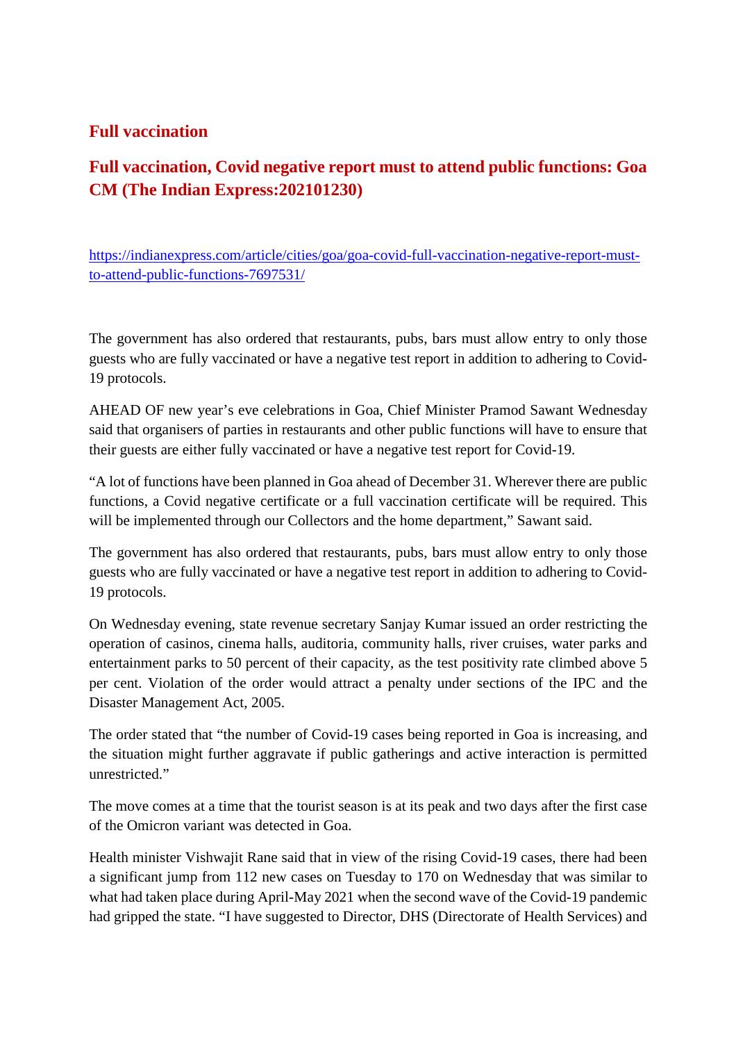## Full vaccination

## Full vaccination, Covid negative report must to attend public functions: Goa CM (The Indian Express:202101230)

https://indianexpress.com/article/cities/goa/goa-covid-full-vaccination-negative-report-must-to-attend-public-functions-7697531/

The government has also ordered that restaurants, pubs, bars must allow entry to only those guests who are fully vaccinated or have a negative test report in addition to adhering to Covid-19 protocols.

AHEAD OF new year's eve celebrations in Goa, Chief Minister Pramod Sawant Wednesday said that organisers of parties in restaurants and other public functions will have to ensure that their guests are either fully vaccinated or have a negative test report for Covid-19.

"A lot of functions have been planned in Goa ahead of December 31. Wherever there are public functions, a Covid negative certificate or a full vaccination certificate will be required. This will be implemented through our Collectors and the home department," Sawant said.

The government has also ordered that restaurants, pubs, bars must allow entry to only those guests who are fully vaccinated or have a negative test report in addition to adhering to Covid-19 protocols.

On Wednesday evening, state revenue secretary Sanjay Kumar issued an order restricting the operation of casinos, cinema halls, auditoria, community halls, river cruises, water parks and entertainment parks to 50 percent of their capacity, as the test positivity rate climbed above 5 per cent. Violation of the order would attract a penalty under sections of the IPC and the Disaster Management Act, 2005.

The order stated that "the number of Covid-19 cases being reported in Goa is increasing, and the situation might further aggravate if public gatherings and active interaction is permitted unrestricted."

The move comes at a time that the tourist season is at its peak and two days after the first case of the Omicron variant was detected in Goa.

Health minister Vishwajit Rane said that in view of the rising Covid-19 cases, there had been a significant jump from 112 new cases on Tuesday to 170 on Wednesday that was similar to what had taken place during April-May 2021 when the second wave of the Covid-19 pandemic had gripped the state. "I have suggested to Director, DHS (Directorate of Health Services) and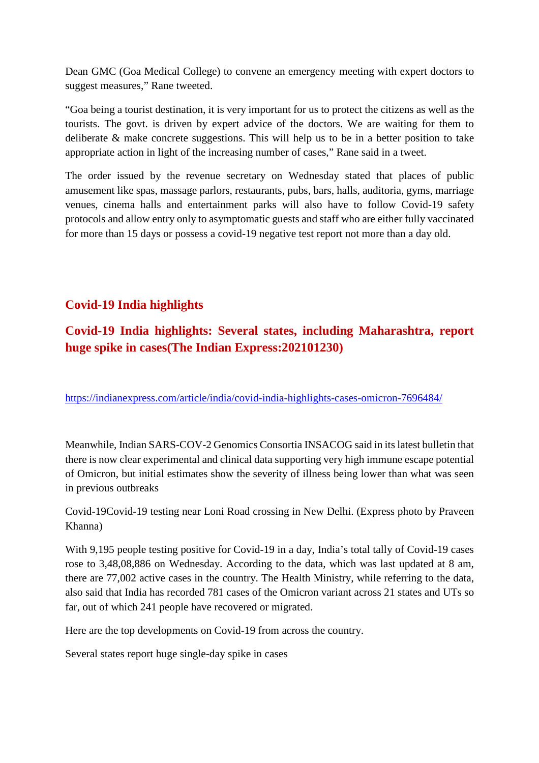Dean GMC (Goa Medical College) to convene an emergency meeting with expert doctors to suggest measures," Rane tweeted.

"Goa being a tourist destination, it is very important for us to protect the citizens as well as the tourists. The govt. is driven by expert advice of the doctors. We are waiting for them to deliberate & make concrete suggestions. This will help us to be in a better position to take appropriate action in light of the increasing number of cases," Rane said in a tweet.

The order issued by the revenue secretary on Wednesday stated that places of public amusement like spas, massage parlors, restaurants, pubs, bars, halls, auditoria, gyms, marriage venues, cinema halls and entertainment parks will also have to follow Covid-19 safety protocols and allow entry only to asymptomatic guests and staff who are either fully vaccinated for more than 15 days or possess a covid-19 negative test report not more than a day old.

## Covid-19 India highlights

## Covid-19 India highlights: Several states, including Maharashtra, report huge spike in cases(The Indian Express:202101230)

https://indianexpress.com/article/india/covid-india-highlights-cases-omicron-7696484/

Meanwhile, Indian SARS-COV-2 Genomics Consortia INSACOG said in its latest bulletin that there is now clear experimental and clinical data supporting very high immune escape potential of Omicron, but initial estimates show the severity of illness being lower than what was seen in previous outbreaks

Covid-19Covid-19 testing near Loni Road crossing in New Delhi. (Express photo by Praveen Khanna)

With 9,195 people testing positive for Covid-19 in a day, India's total tally of Covid-19 cases rose to 3,48,08,886 on Wednesday. According to the data, which was last updated at 8 am, there are 77,002 active cases in the country. The Health Ministry, while referring to the data, also said that India has recorded 781 cases of the Omicron variant across 21 states and UTs so far, out of which 241 people have recovered or migrated.

Here are the top developments on Covid-19 from across the country.

Several states report huge single-day spike in cases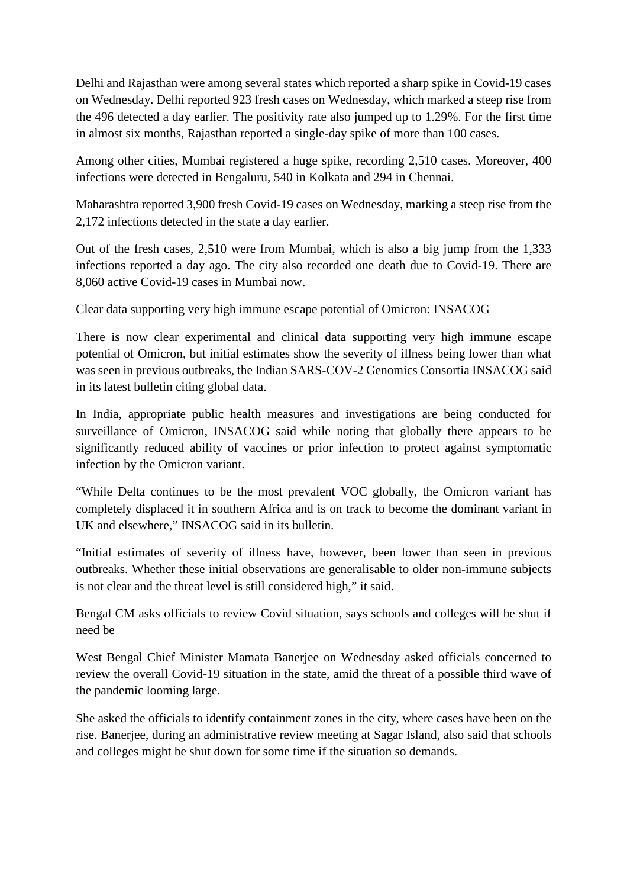Delhi and Rajasthan were among several states which reported a sharp spike in Covid-19 cases on Wednesday. Delhi reported 923 fresh cases on Wednesday, which marked a steep rise from the 496 detected a day earlier. The positivity rate also jumped up to 1.29%. For the first time in almost six months, Rajasthan reported a single-day spike of more than 100 cases.

Among other cities, Mumbai registered a huge spike, recording 2,510 cases. Moreover, 400 infections were detected in Bengaluru, 540 in Kolkata and 294 in Chennai.

Maharashtra reported 3,900 fresh Covid-19 cases on Wednesday, marking a steep rise from the 2,172 infections detected in the state a day earlier.

Out of the fresh cases, 2,510 were from Mumbai, which is also a big jump from the 1,333 infections reported a day ago. The city also recorded one death due to Covid-19. There are 8,060 active Covid-19 cases in Mumbai now.

Clear data supporting very high immune escape potential of Omicron: INSACOG

There is now clear experimental and clinical data supporting very high immune escape potential of Omicron, but initial estimates show the severity of illness being lower than what was seen in previous outbreaks, the Indian SARS-COV-2 Genomics Consortia INSACOG said in its latest bulletin citing global data.

In India, appropriate public health measures and investigations are being conducted for surveillance of Omicron, INSACOG said while noting that globally there appears to be significantly reduced ability of vaccines or prior infection to protect against symptomatic infection by the Omicron variant.

"While Delta continues to be the most prevalent VOC globally, the Omicron variant has completely displaced it in southern Africa and is on track to become the dominant variant in UK and elsewhere," INSACOG said in its bulletin.

"Initial estimates of severity of illness have, however, been lower than seen in previous outbreaks. Whether these initial observations are generalisable to older non-immune subjects is not clear and the threat level is still considered high," it said.

Bengal CM asks officials to review Covid situation, says schools and colleges will be shut if need be

West Bengal Chief Minister Mamata Banerjee on Wednesday asked officials concerned to review the overall Covid-19 situation in the state, amid the threat of a possible third wave of the pandemic looming large.

She asked the officials to identify containment zones in the city, where cases have been on the rise. Banerjee, during an administrative review meeting at Sagar Island, also said that schools and colleges might be shut down for some time if the situation so demands.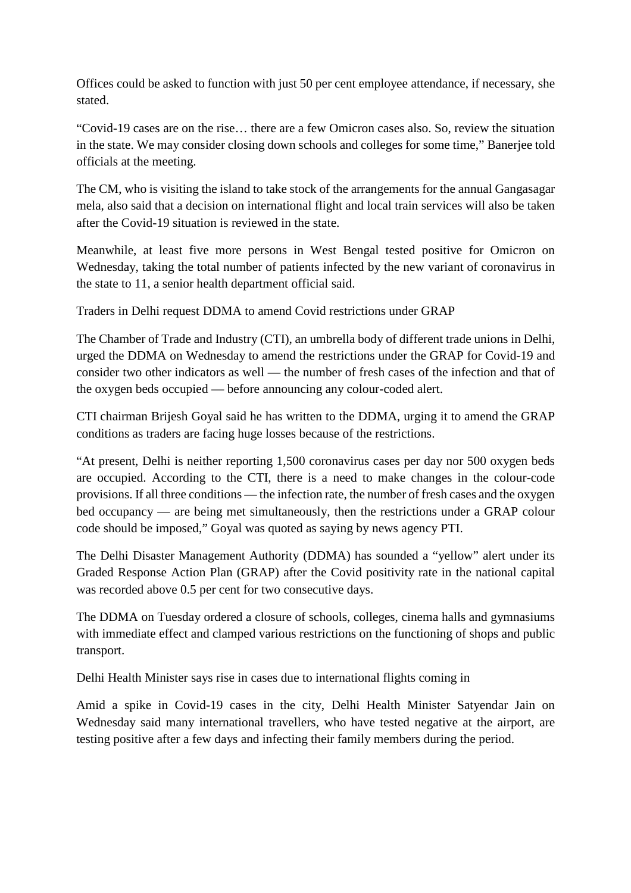Offices could be asked to function with just 50 per cent employee attendance, if necessary, she stated.

"Covid-19 cases are on the rise… there are a few Omicron cases also. So, review the situation in the state. We may consider closing down schools and colleges for some time," Banerjee told officials at the meeting.

The CM, who is visiting the island to take stock of the arrangements for the annual Gangasagar mela, also said that a decision on international flight and local train services will also be taken after the Covid-19 situation is reviewed in the state.

Meanwhile, at least five more persons in West Bengal tested positive for Omicron on Wednesday, taking the total number of patients infected by the new variant of coronavirus in the state to 11, a senior health department official said.

Traders in Delhi request DDMA to amend Covid restrictions under GRAP

The Chamber of Trade and Industry (CTI), an umbrella body of different trade unions in Delhi, urged the DDMA on Wednesday to amend the restrictions under the GRAP for Covid-19 and consider two other indicators as well — the number of fresh cases of the infection and that of the oxygen beds occupied — before announcing any colour-coded alert.

CTI chairman Brijesh Goyal said he has written to the DDMA, urging it to amend the GRAP conditions as traders are facing huge losses because of the restrictions.

"At present, Delhi is neither reporting 1,500 coronavirus cases per day nor 500 oxygen beds are occupied. According to the CTI, there is a need to make changes in the colour-code provisions. If all three conditions — the infection rate, the number of fresh cases and the oxygen bed occupancy — are being met simultaneously, then the restrictions under a GRAP colour code should be imposed," Goyal was quoted as saying by news agency PTI.

The Delhi Disaster Management Authority (DDMA) has sounded a "yellow" alert under its Graded Response Action Plan (GRAP) after the Covid positivity rate in the national capital was recorded above 0.5 per cent for two consecutive days.

The DDMA on Tuesday ordered a closure of schools, colleges, cinema halls and gymnasiums with immediate effect and clamped various restrictions on the functioning of shops and public transport.

Delhi Health Minister says rise in cases due to international flights coming in

Amid a spike in Covid-19 cases in the city, Delhi Health Minister Satyendar Jain on Wednesday said many international travellers, who have tested negative at the airport, are testing positive after a few days and infecting their family members during the period.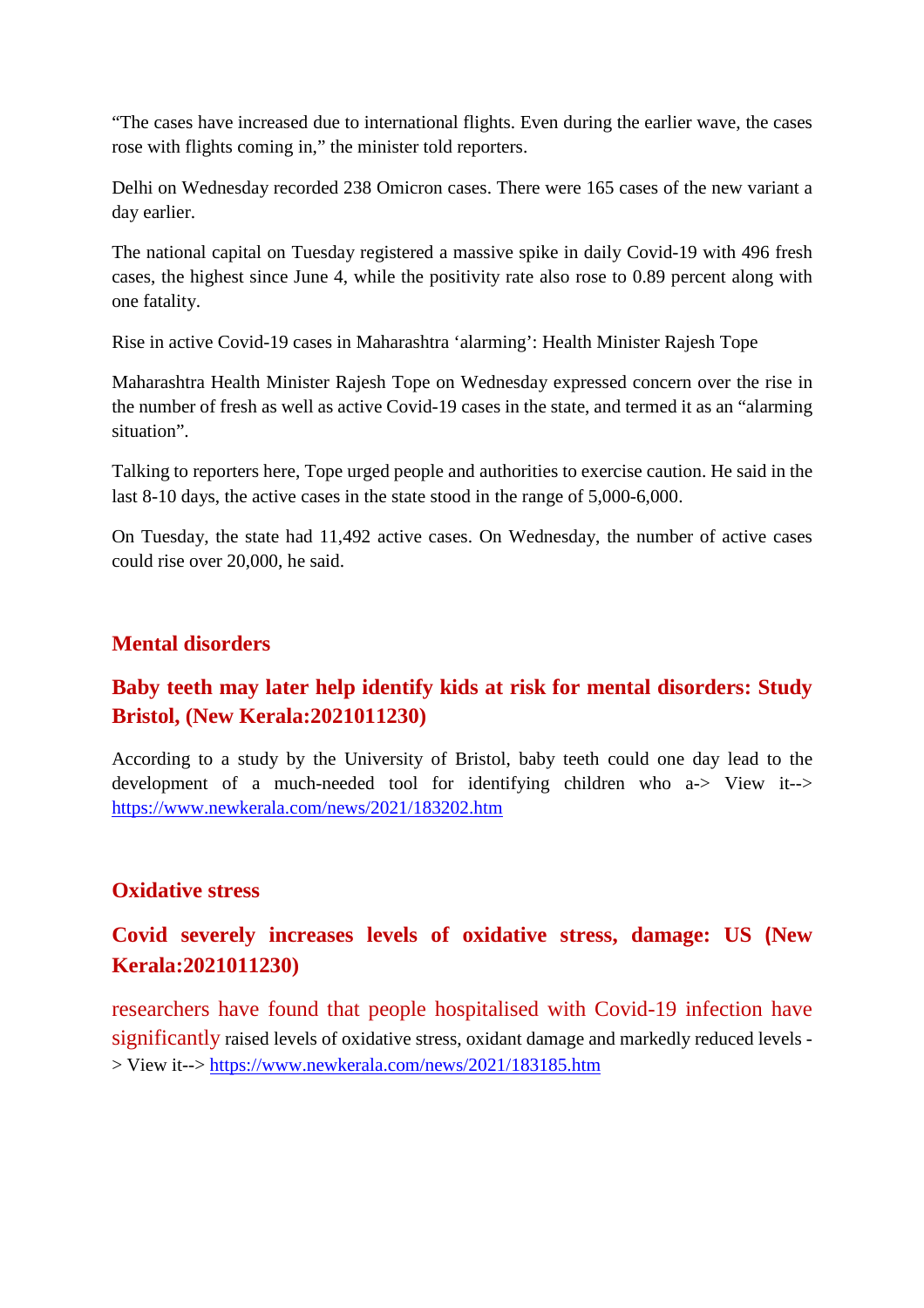"The cases have increased due to international flights. Even during the earlier wave, the cases rose with flights coming in," the minister told reporters.

Delhi on Wednesday recorded 238 Omicron cases. There were 165 cases of the new variant a day earlier.

The national capital on Tuesday registered a massive spike in daily Covid-19 with 496 fresh cases, the highest since June 4, while the positivity rate also rose to 0.89 percent along with one fatality.

Rise in active Covid-19 cases in Maharashtra 'alarming': Health Minister Rajesh Tope

Maharashtra Health Minister Rajesh Tope on Wednesday expressed concern over the rise in the number of fresh as well as active Covid-19 cases in the state, and termed it as an "alarming situation".

Talking to reporters here, Tope urged people and authorities to exercise caution. He said in the last 8-10 days, the active cases in the state stood in the range of 5,000-6,000.

On Tuesday, the state had 11,492 active cases. On Wednesday, the number of active cases could rise over 20,000, he said.

## Mental disorders

### Baby teeth may later help identify kids at risk for mental disorders: Study Bristol, (New Kerala:2021011230)

According to a study by the University of Bristol, baby teeth could one day lead to the development of a much-needed tool for identifying children who a-> View it--> https://www.newkerala.com/news/2021/183202.htm

## Oxidative stress

### Covid severely increases levels of oxidative stress, damage: US (New Kerala:2021011230)

researchers have found that people hospitalised with Covid-19 infection have significantly raised levels of oxidative stress, oxidant damage and markedly reduced levels -> View it--> https://www.newkerala.com/news/2021/183185.htm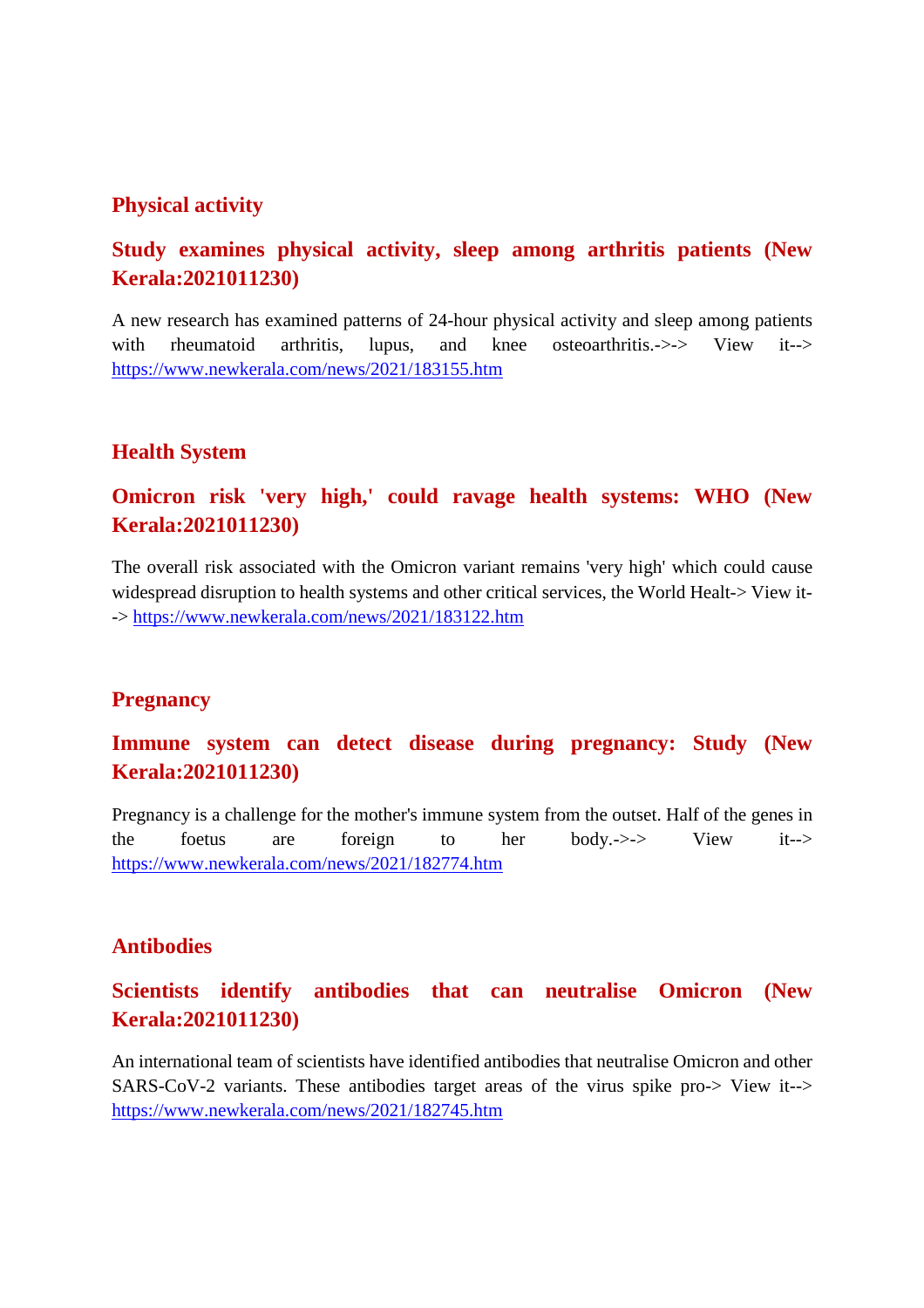## Physical activity

### Study examines physical activity, sleep among arthritis patients (New Kerala:2021011230)

A new research has examined patterns of 24-hour physical activity and sleep among patients with rheumatoid arthritis, lupus, and knee osteoarthritis.->-> View it--> https://www.newkerala.com/news/2021/183155.htm

## Health System

### Omicron risk 'very high,' could ravage health systems: WHO (New Kerala:2021011230)

The overall risk associated with the Omicron variant remains 'very high' which could cause widespread disruption to health systems and other critical services, the World Healt-> View it--> https://www.newkerala.com/news/2021/183122.htm

## Pregnancy

### Immune system can detect disease during pregnancy: Study (New Kerala:2021011230)

Pregnancy is a challenge for the mother's immune system from the outset. Half of the genes in the foetus are foreign to her body.->-> View it--> https://www.newkerala.com/news/2021/182774.htm

## Antibodies

### Scientists identify antibodies that can neutralise Omicron (New Kerala:2021011230)

An international team of scientists have identified antibodies that neutralise Omicron and other SARS-CoV-2 variants. These antibodies target areas of the virus spike pro-> View it--> https://www.newkerala.com/news/2021/182745.htm